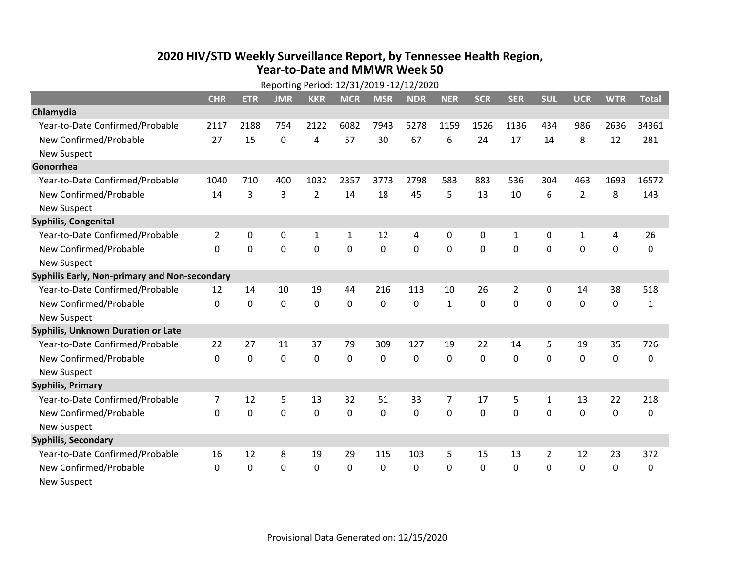# 2020 HIV/STD Weekly Surveillance Report, by Tennessee Health Region, Year-to-Date and MMWR Week 50

Reporting Period: 12/31/2019 -12/12/2020

| | CHR | ETR | JMR | KKR | MCR | MSR | NDR | NER | SCR | SER | SUL | UCR | WTR | Total |
|---|---|---|---|---|---|---|---|---|---|---|---|---|---|---|
| **Chlamydia** | | | | | | | | | | | | | | |
| Year-to-Date Confirmed/Probable | 2117 | 2188 | 754 | 2122 | 6082 | 7943 | 5278 | 1159 | 1526 | 1136 | 434 | 986 | 2636 | 34361 |
| New Confirmed/Probable | 27 | 15 | 0 | 4 | 57 | 30 | 67 | 6 | 24 | 17 | 14 | 8 | 12 | 281 |
| New Suspect | | | | | | | | | | | | | | |
| **Gonorrhea** | | | | | | | | | | | | | | |
| Year-to-Date Confirmed/Probable | 1040 | 710 | 400 | 1032 | 2357 | 3773 | 2798 | 583 | 883 | 536 | 304 | 463 | 1693 | 16572 |
| New Confirmed/Probable | 14 | 3 | 3 | 2 | 14 | 18 | 45 | 5 | 13 | 10 | 6 | 2 | 8 | 143 |
| New Suspect | | | | | | | | | | | | | | |
| **Syphilis, Congenital** | | | | | | | | | | | | | | |
| Year-to-Date Confirmed/Probable | 2 | 0 | 0 | 1 | 1 | 12 | 4 | 0 | 0 | 1 | 0 | 1 | 4 | 26 |
| New Confirmed/Probable | 0 | 0 | 0 | 0 | 0 | 0 | 0 | 0 | 0 | 0 | 0 | 0 | 0 | 0 |
| New Suspect | | | | | | | | | | | | | | |
| **Syphilis Early, Non-primary and Non-secondary** | | | | | | | | | | | | | | |
| Year-to-Date Confirmed/Probable | 12 | 14 | 10 | 19 | 44 | 216 | 113 | 10 | 26 | 2 | 0 | 14 | 38 | 518 |
| New Confirmed/Probable | 0 | 0 | 0 | 0 | 0 | 0 | 0 | 1 | 0 | 0 | 0 | 0 | 0 | 1 |
| New Suspect | | | | | | | | | | | | | | |
| **Syphilis, Unknown Duration or Late** | | | | | | | | | | | | | | |
| Year-to-Date Confirmed/Probable | 22 | 27 | 11 | 37 | 79 | 309 | 127 | 19 | 22 | 14 | 5 | 19 | 35 | 726 |
| New Confirmed/Probable | 0 | 0 | 0 | 0 | 0 | 0 | 0 | 0 | 0 | 0 | 0 | 0 | 0 | 0 |
| New Suspect | | | | | | | | | | | | | | |
| **Syphilis, Primary** | | | | | | | | | | | | | | |
| Year-to-Date Confirmed/Probable | 7 | 12 | 5 | 13 | 32 | 51 | 33 | 7 | 17 | 5 | 1 | 13 | 22 | 218 |
| New Confirmed/Probable | 0 | 0 | 0 | 0 | 0 | 0 | 0 | 0 | 0 | 0 | 0 | 0 | 0 | 0 |
| New Suspect | | | | | | | | | | | | | | |
| **Syphilis, Secondary** | | | | | | | | | | | | | | |
| Year-to-Date Confirmed/Probable | 16 | 12 | 8 | 19 | 29 | 115 | 103 | 5 | 15 | 13 | 2 | 12 | 23 | 372 |
| New Confirmed/Probable | 0 | 0 | 0 | 0 | 0 | 0 | 0 | 0 | 0 | 0 | 0 | 0 | 0 | 0 |
| New Suspect | | | | | | | | | | | | | | |

Provisional Data Generated on: 12/15/2020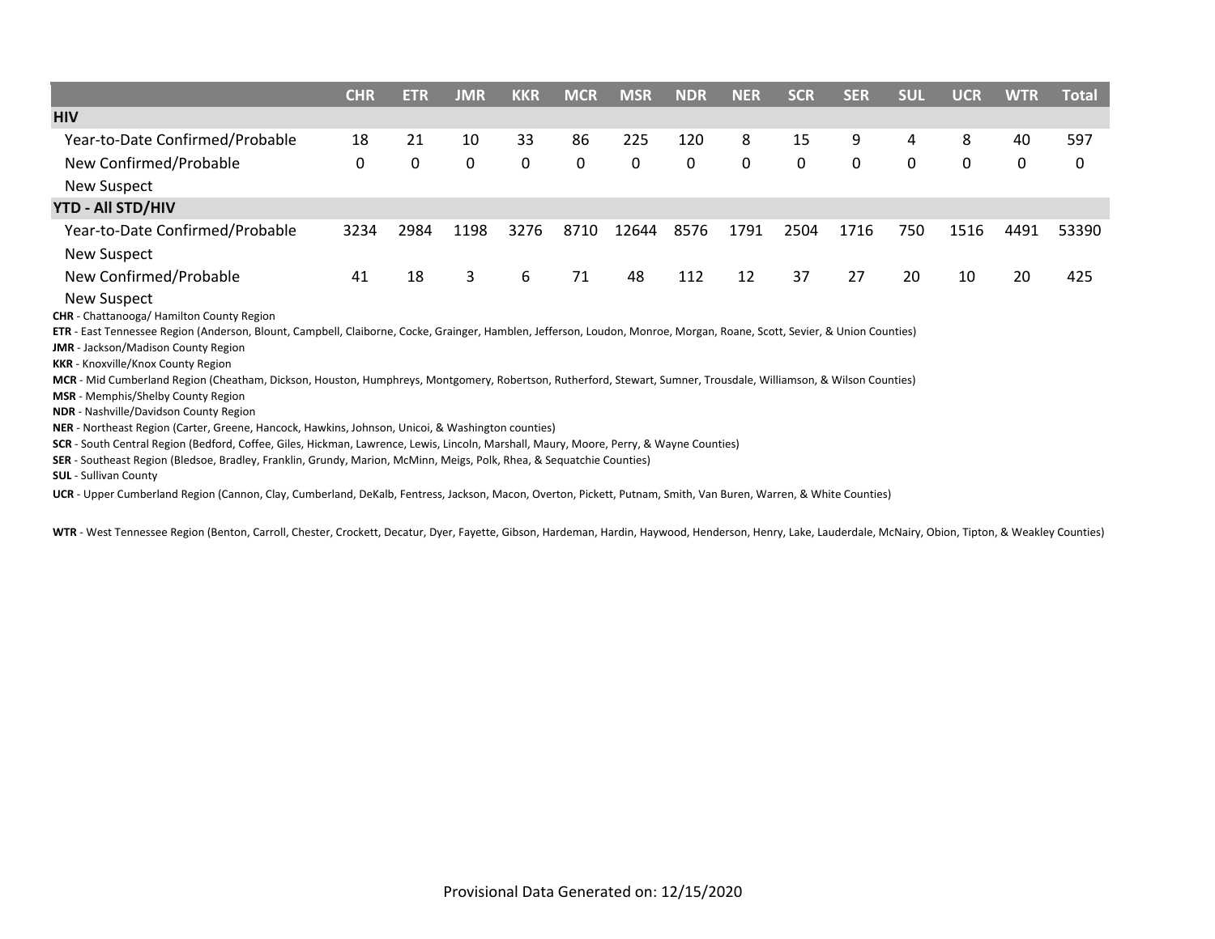| | CHR | ETR | JMR | KKR | MCR | MSR | NDR | NER | SCR | SER | SUL | UCR | WTR | Total |
|---|---|---|---|---|---|---|---|---|---|---|---|---|---|---|
| **HIV** | | | | | | | | | | | | | | |
| Year-to-Date Confirmed/Probable | 18 | 21 | 10 | 33 | 86 | 225 | 120 | 8 | 15 | 9 | 4 | 8 | 40 | 597 |
| New Confirmed/Probable | 0 | 0 | 0 | 0 | 0 | 0 | 0 | 0 | 0 | 0 | 0 | 0 | 0 | 0 |
| New Suspect | | | | | | | | | | | | | | |
| **YTD - All STD/HIV** | | | | | | | | | | | | | | |
| Year-to-Date Confirmed/Probable | 3234 | 2984 | 1198 | 3276 | 8710 | 12644 | 8576 | 1791 | 2504 | 1716 | 750 | 1516 | 4491 | 53390 |
| New Suspect | | | | | | | | | | | | | | |
| New Confirmed/Probable | 41 | 18 | 3 | 6 | 71 | 48 | 112 | 12 | 37 | 27 | 20 | 10 | 20 | 425 |
| New Suspect | | | | | | | | | | | | | | |

**CHR** - Chattanooga/ Hamilton County Region

**ETR** - East Tennessee Region (Anderson, Blount, Campbell, Claiborne, Cocke, Grainger, Hamblen, Jefferson, Loudon, Monroe, Morgan, Roane, Scott, Sevier, & Union Counties)

**JMR** - Jackson/Madison County Region

**KKR** - Knoxville/Knox County Region

**MCR** - Mid Cumberland Region (Cheatham, Dickson, Houston, Humphreys, Montgomery, Robertson, Rutherford, Stewart, Sumner, Trousdale, Williamson, & Wilson Counties)

**MSR** - Memphis/Shelby County Region

**NDR** - Nashville/Davidson County Region

**NER** - Northeast Region (Carter, Greene, Hancock, Hawkins, Johnson, Unicoi, & Washington counties)

**SCR** - South Central Region (Bedford, Coffee, Giles, Hickman, Lawrence, Lewis, Lincoln, Marshall, Maury, Moore, Perry, & Wayne Counties)

**SER** - Southeast Region (Bledsoe, Bradley, Franklin, Grundy, Marion, McMinn, Meigs, Polk, Rhea, & Sequatchie Counties)

**SUL** - Sullivan County

**UCR** - Upper Cumberland Region (Cannon, Clay, Cumberland, DeKalb, Fentress, Jackson, Macon, Overton, Pickett, Putnam, Smith, Van Buren, Warren, & White Counties)

**WTR** - West Tennessee Region (Benton, Carroll, Chester, Crockett, Decatur, Dyer, Fayette, Gibson, Hardeman, Hardin, Haywood, Henderson, Henry, Lake, Lauderdale, McNairy, Obion, Tipton, & Weakley Counties)

Provisional Data Generated on: 12/15/2020